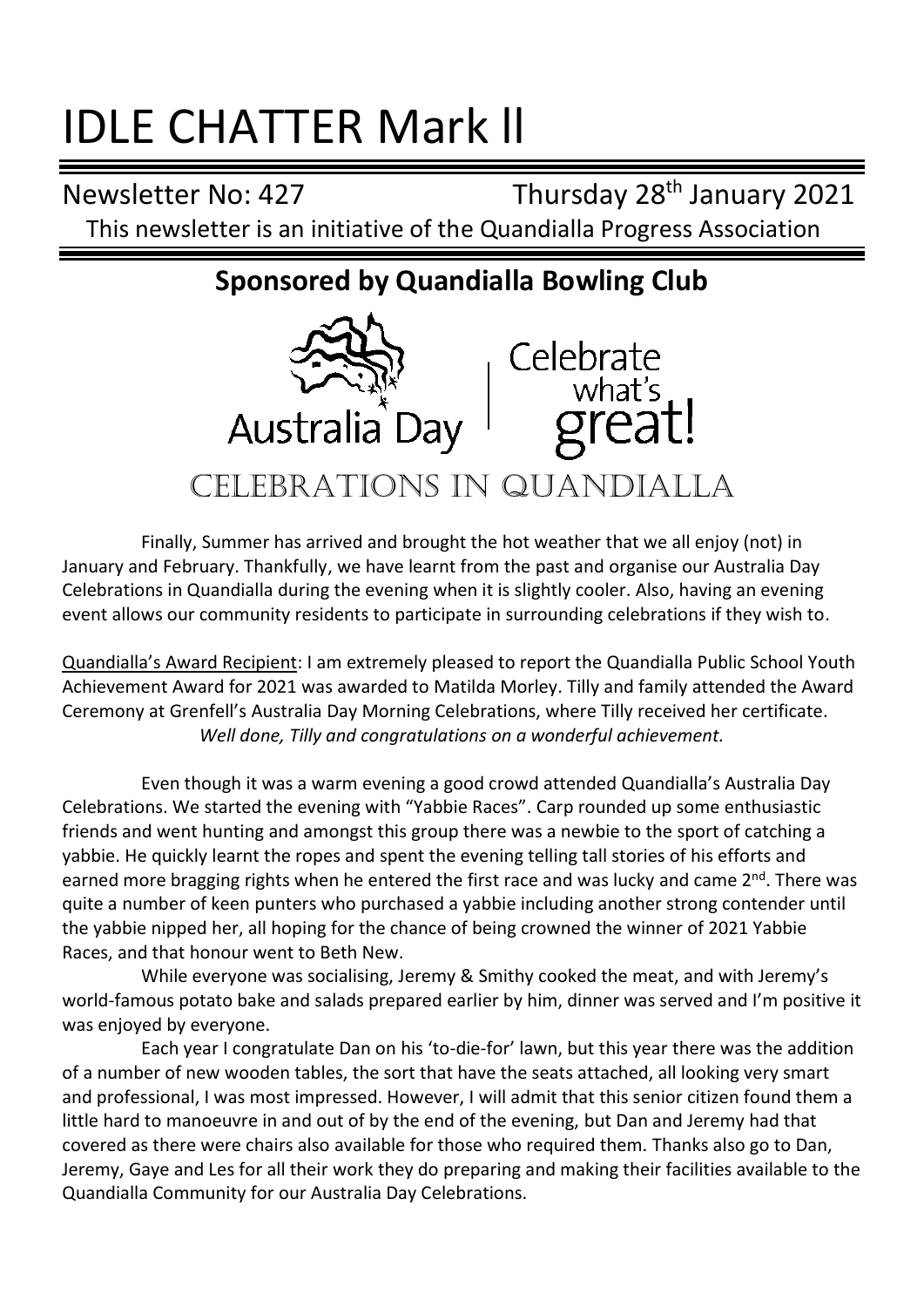# IDLE CHATTER Mark ll

Newsletter No: 427 Thursday 28th January 2021

This newsletter is an initiative of the Quandialla Progress Association

## Sponsored by Quandialla Bowling Club

Australia Day | Celebrate what's great!

## CELEBRATIONS IN QUANDIALLA

Finally, Summer has arrived and brought the hot weather that we all enjoy (not) in January and February. Thankfully, we have learnt from the past and organise our Australia Day Celebrations in Quandialla during the evening when it is slightly cooler. Also, having an evening event allows our community residents to participate in surrounding celebrations if they wish to.

Quandialla's Award Recipient: I am extremely pleased to report the Quandialla Public School Youth Achievement Award for 2021 was awarded to Matilda Morley. Tilly and family attended the Award Ceremony at Grenfell's Australia Day Morning Celebrations, where Tilly received her certificate.

*Well done, Tilly and congratulations on a wonderful achievement.*

Even though it was a warm evening a good crowd attended Quandialla's Australia Day Celebrations. We started the evening with "Yabbie Races". Carp rounded up some enthusiastic friends and went hunting and amongst this group there was a newbie to the sport of catching a yabbie. He quickly learnt the ropes and spent the evening telling tall stories of his efforts and earned more bragging rights when he entered the first race and was lucky and came 2nd. There was quite a number of keen punters who purchased a yabbie including another strong contender until the yabbie nipped her, all hoping for the chance of being crowned the winner of 2021 Yabbie Races, and that honour went to Beth New.

While everyone was socialising, Jeremy & Smithy cooked the meat, and with Jeremy's world-famous potato bake and salads prepared earlier by him, dinner was served and I'm positive it was enjoyed by everyone.

Each year I congratulate Dan on his 'to-die-for' lawn, but this year there was the addition of a number of new wooden tables, the sort that have the seats attached, all looking very smart and professional, I was most impressed. However, I will admit that this senior citizen found them a little hard to manoeuvre in and out of by the end of the evening, but Dan and Jeremy had that covered as there were chairs also available for those who required them. Thanks also go to Dan, Jeremy, Gaye and Les for all their work they do preparing and making their facilities available to the Quandialla Community for our Australia Day Celebrations.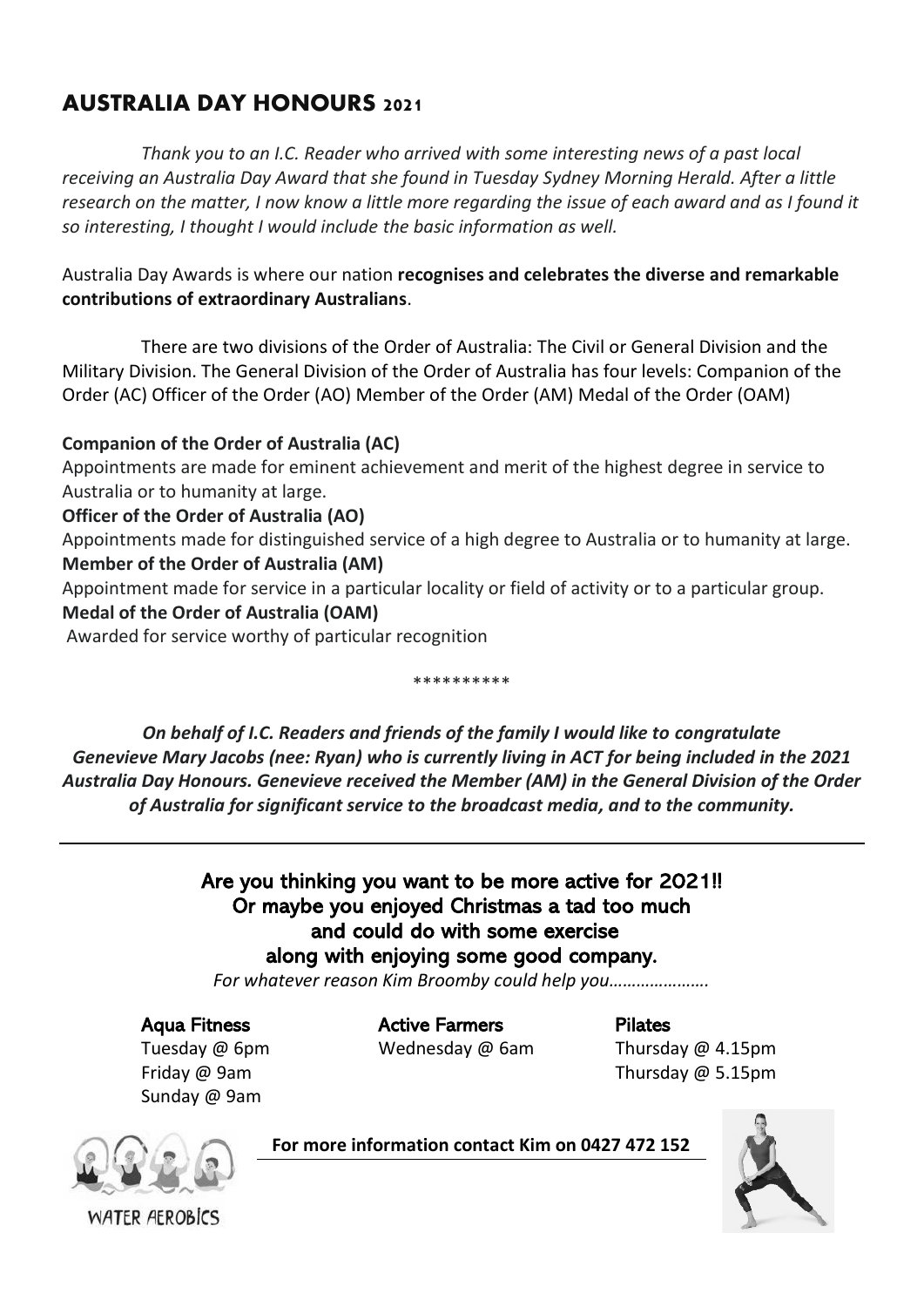## AUSTRALIA DAY HONOURS 2021

*Thank you to an I.C. Reader who arrived with some interesting news of a past local receiving an Australia Day Award that she found in Tuesday Sydney Morning Herald. After a little research on the matter, I now know a little more regarding the issue of each award and as I found it so interesting, I thought I would include the basic information as well.*

Australia Day Awards is where our nation **recognises and celebrates the diverse and remarkable contributions of extraordinary Australians**.

There are two divisions of the Order of Australia: The Civil or General Division and the Military Division. The General Division of the Order of Australia has four levels: Companion of the Order (AC) Officer of the Order (AO) Member of the Order (AM) Medal of the Order (OAM)

**Companion of the Order of Australia (AC)**
Appointments are made for eminent achievement and merit of the highest degree in service to Australia or to humanity at large.

**Officer of the Order of Australia (AO)**
Appointments made for distinguished service of a high degree to Australia or to humanity at large.

**Member of the Order of Australia (AM)**
Appointment made for service in a particular locality or field of activity or to a particular group.

**Medal of the Order of Australia (OAM)**
Awarded for service worthy of particular recognition

**********

***On behalf of I.C. Readers and friends of the family I would like to congratulate Genevieve Mary Jacobs (nee: Ryan) who is currently living in ACT for being included in the 2021 Australia Day Honours. Genevieve received the Member (AM) in the General Division of the Order of Australia for significant service to the broadcast media, and to the community.***

---

**Are you thinking you want to be more active for 2021!!
Or maybe you enjoyed Christmas a tad too much
and could do with some exercise
along with enjoying some good company.**

*For whatever reason Kim Broomby could help you………………….*

**Aqua Fitness**
Tuesday @ 6pm
Friday @ 9am
Sunday @ 9am

**Active Farmers**
Wednesday @ 6am

**Pilates**
Thursday @ 4.15pm
Thursday @ 5.15pm

WATER AEROBICS

**For more information contact Kim on 0427 472 152**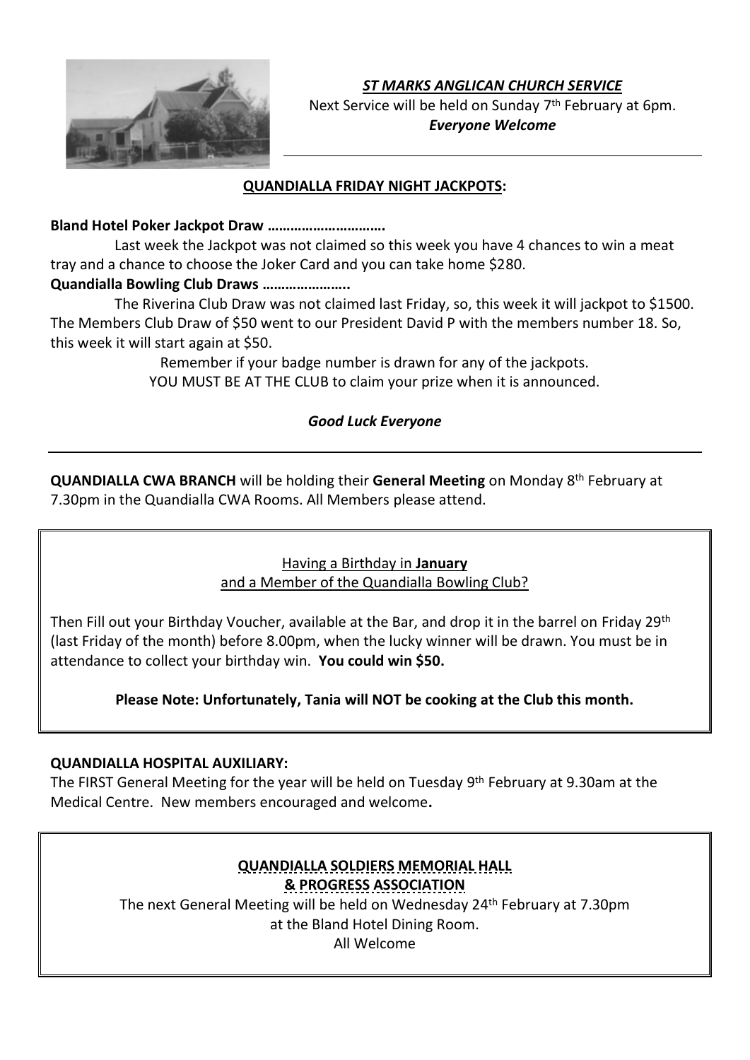***ST MARKS ANGLICAN CHURCH SERVICE***

Next Service will be held on Sunday 7th February at 6pm.

***Everyone Welcome***

---

**QUANDIALLA FRIDAY NIGHT JACKPOTS:**

**Bland Hotel Poker Jackpot Draw ………………………….**

Last week the Jackpot was not claimed so this week you have 4 chances to win a meat tray and a chance to choose the Joker Card and you can take home $280.

**Quandialla Bowling Club Draws …………………..**

The Riverina Club Draw was not claimed last Friday, so, this week it will jackpot to $1500. The Members Club Draw of $50 went to our President David P with the members number 18. So, this week it will start again at $50.

Remember if your badge number is drawn for any of the jackpots.
YOU MUST BE AT THE CLUB to claim your prize when it is announced.

***Good Luck Everyone***

---

**QUANDIALLA CWA BRANCH** will be holding their **General Meeting** on Monday 8th February at 7.30pm in the Quandialla CWA Rooms. All Members please attend.

---

Having a Birthday in **January**
and a Member of the Quandialla Bowling Club?

Then Fill out your Birthday Voucher, available at the Bar, and drop it in the barrel on Friday 29th (last Friday of the month) before 8.00pm, when the lucky winner will be drawn. You must be in attendance to collect your birthday win. **You could win $50.**

**Please Note: Unfortunately, Tania will NOT be cooking at the Club this month.**

---

**QUANDIALLA HOSPITAL AUXILIARY:**

The FIRST General Meeting for the year will be held on Tuesday 9th February at 9.30am at the Medical Centre. New members encouraged and welcome**.**

---

**QUANDIALLA SOLDIERS MEMORIAL HALL**
**& PROGRESS ASSOCIATION**

The next General Meeting will be held on Wednesday 24th February at 7.30pm
at the Bland Hotel Dining Room.
All Welcome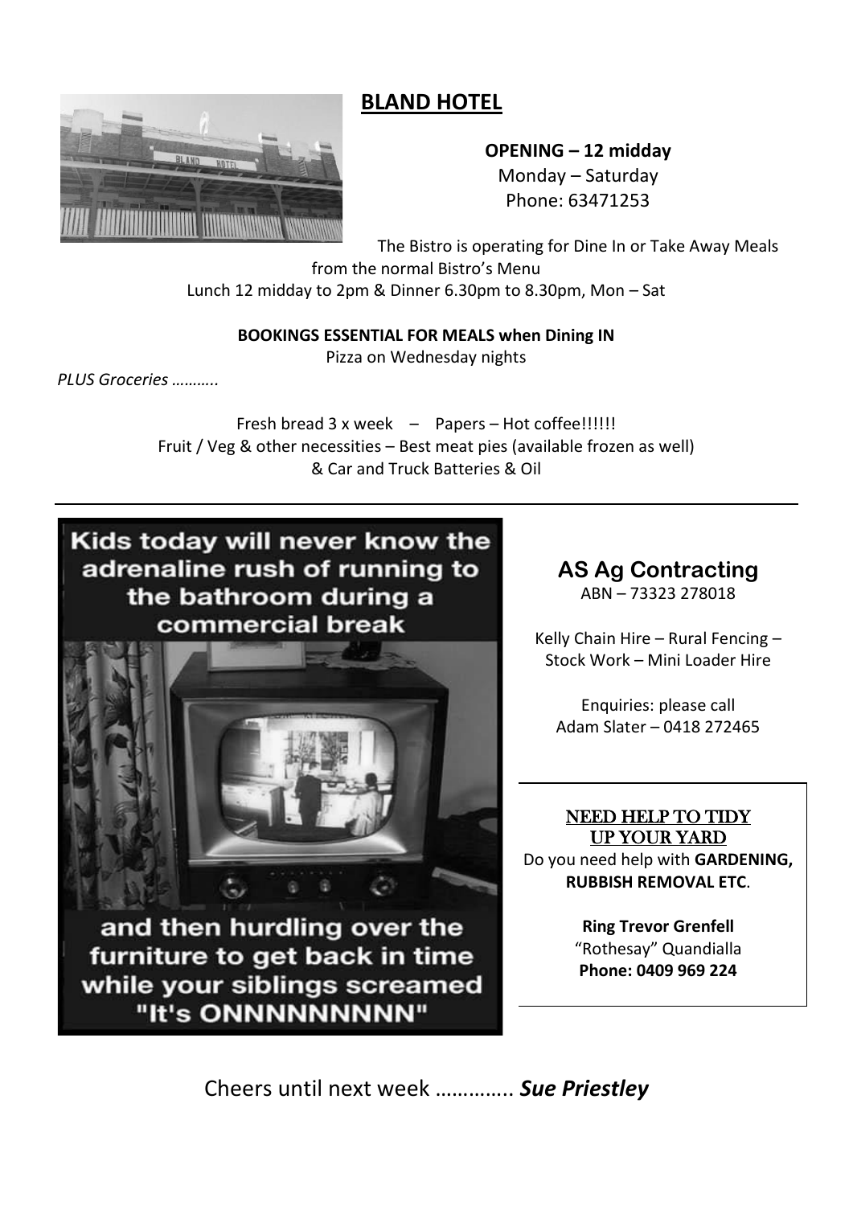## BLAND HOTEL

**OPENING – 12 midday**
Monday – Saturday
Phone: 63471253

The Bistro is operating for Dine In or Take Away Meals from the normal Bistro's Menu
Lunch 12 midday to 2pm & Dinner 6.30pm to 8.30pm, Mon – Sat

**BOOKINGS ESSENTIAL FOR MEALS when Dining IN**
Pizza on Wednesday nights

*PLUS Groceries ……….*

Fresh bread 3 x week – Papers – Hot coffee!!!!!!
Fruit / Veg & other necessities – Best meat pies (available frozen as well)
& Car and Truck Batteries & Oil

---

Kids today will never know the adrenaline rush of running to the bathroom during a commercial break

and then hurdling over the furniture to get back in time while your siblings screamed "It's ONNNNNNNNN"

## AS Ag Contracting

ABN – 73323 278018

Kelly Chain Hire – Rural Fencing – Stock Work – Mini Loader Hire

Enquiries: please call
Adam Slater – 0418 272465

---

NEED HELP TO TIDY UP YOUR YARD

Do you need help with **GARDENING, RUBBISH REMOVAL ETC**.

**Ring Trevor Grenfell**
"Rothesay" Quandialla
**Phone: 0409 969 224**

---

Cheers until next week ………….. ***Sue Priestley***